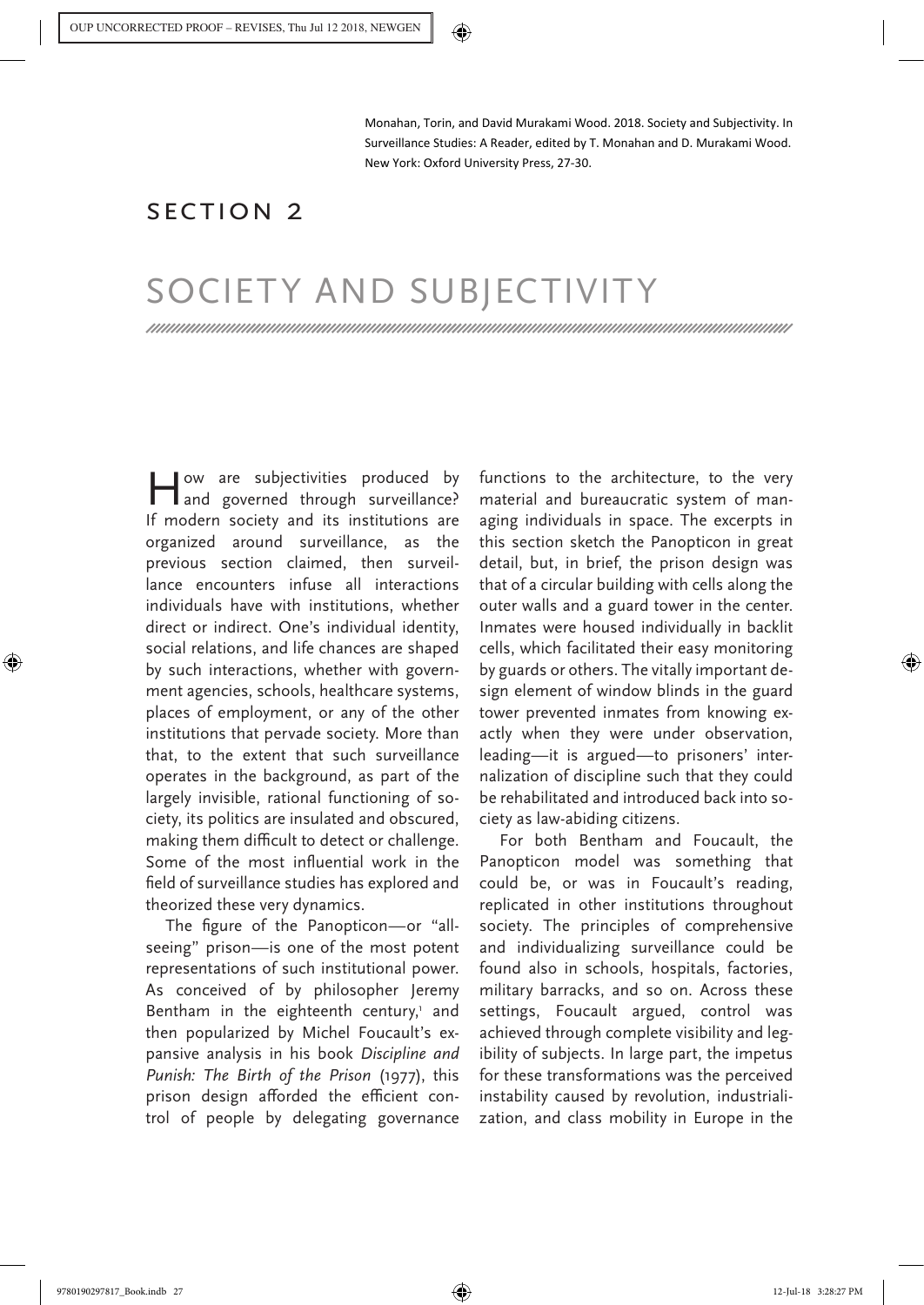Monahan, Torin, and David Murakami Wood. 2018. Society and Subjectivity. In Surveillance Studies: A Reader, edited by T. Monahan and D. Murakami Wood. New York: Oxford University Press, 27-30.

## SECTION 2

# SOCIETY AND SUBJECTIVITY

How are subjectivities produced by and governed through surveillance? If modern society and its institutions are organized around surveillance, as the previous section claimed, then surveillance encounters infuse all interactions individuals have with institutions, whether direct or indirect. One's individual identity, social relations, and life chances are shaped by such interactions, whether with government agencies, schools, healthcare systems, places of employment, or any of the other institutions that pervade society. More than that, to the extent that such surveillance operates in the background, as part of the largely invisible, rational functioning of society, its politics are insulated and obscured, making them difficult to detect or challenge. Some of the most influential work in the field of surveillance studies has explored and theorized these very dynamics.

The figure of the Panopticon—or "all-seeing" prison—is one of the most potent representations of such institutional power. As conceived of by philosopher Jeremy Bentham in the eighteenth century,[1] and then popularized by Michel Foucault's expansive analysis in his book *Discipline and Punish: The Birth of the Prison* (1977), this prison design afforded the efficient control of people by delegating governance functions to the architecture, to the very material and bureaucratic system of managing individuals in space. The excerpts in this section sketch the Panopticon in great detail, but, in brief, the prison design was that of a circular building with cells along the outer walls and a guard tower in the center. Inmates were housed individually in backlit cells, which facilitated their easy monitoring by guards or others. The vitally important design element of window blinds in the guard tower prevented inmates from knowing exactly when they were under observation, leading—it is argued—to prisoners' internalization of discipline such that they could be rehabilitated and introduced back into society as law-abiding citizens.

For both Bentham and Foucault, the Panopticon model was something that could be, or was in Foucault's reading, replicated in other institutions throughout society. The principles of comprehensive and individualizing surveillance could be found also in schools, hospitals, factories, military barracks, and so on. Across these settings, Foucault argued, control was achieved through complete visibility and legibility of subjects. In large part, the impetus for these transformations was the perceived instability caused by revolution, industrialization, and class mobility in Europe in the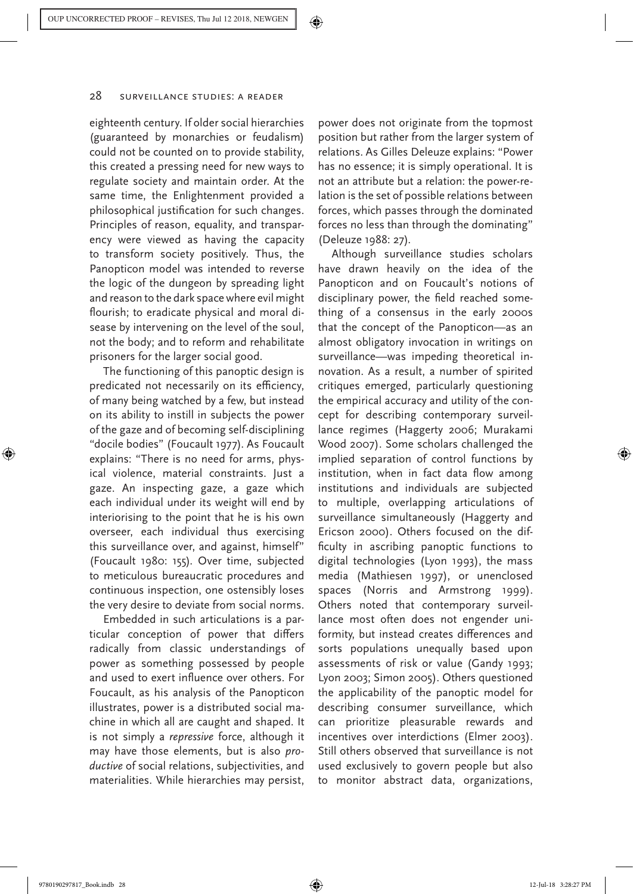eighteenth century. If older social hierarchies (guaranteed by monarchies or feudalism) could not be counted on to provide stability, this created a pressing need for new ways to regulate society and maintain order. At the same time, the Enlightenment provided a philosophical justification for such changes. Principles of reason, equality, and transparency were viewed as having the capacity to transform society positively. Thus, the Panopticon model was intended to reverse the logic of the dungeon by spreading light and reason to the dark space where evil might flourish; to eradicate physical and moral disease by intervening on the level of the soul, not the body; and to reform and rehabilitate prisoners for the larger social good.

The functioning of this panoptic design is predicated not necessarily on its efficiency, of many being watched by a few, but instead on its ability to instill in subjects the power of the gaze and of becoming self-disciplining "docile bodies" (Foucault 1977). As Foucault explains: "There is no need for arms, physical violence, material constraints. Just a gaze. An inspecting gaze, a gaze which each individual under its weight will end by interiorising to the point that he is his own overseer, each individual thus exercising this surveillance over, and against, himself" (Foucault 1980: 155). Over time, subjected to meticulous bureaucratic procedures and continuous inspection, one ostensibly loses the very desire to deviate from social norms.

Embedded in such articulations is a particular conception of power that differs radically from classic understandings of power as something possessed by people and used to exert influence over others. For Foucault, as his analysis of the Panopticon illustrates, power is a distributed social machine in which all are caught and shaped. It is not simply a *repressive* force, although it may have those elements, but is also *productive* of social relations, subjectivities, and materialities. While hierarchies may persist, power does not originate from the topmost position but rather from the larger system of relations. As Gilles Deleuze explains: "Power has no essence; it is simply operational. It is not an attribute but a relation: the power-relation is the set of possible relations between forces, which passes through the dominated forces no less than through the dominating" (Deleuze 1988: 27).

Although surveillance studies scholars have drawn heavily on the idea of the Panopticon and on Foucault's notions of disciplinary power, the field reached something of a consensus in the early 2000s that the concept of the Panopticon—as an almost obligatory invocation in writings on surveillance—was impeding theoretical innovation. As a result, a number of spirited critiques emerged, particularly questioning the empirical accuracy and utility of the concept for describing contemporary surveillance regimes (Haggerty 2006; Murakami Wood 2007). Some scholars challenged the implied separation of control functions by institution, when in fact data flow among institutions and individuals are subjected to multiple, overlapping articulations of surveillance simultaneously (Haggerty and Ericson 2000). Others focused on the difficulty in ascribing panoptic functions to digital technologies (Lyon 1993), the mass media (Mathiesen 1997), or unenclosed spaces (Norris and Armstrong 1999). Others noted that contemporary surveillance most often does not engender uniformity, but instead creates differences and sorts populations unequally based upon assessments of risk or value (Gandy 1993; Lyon 2003; Simon 2005). Others questioned the applicability of the panoptic model for describing consumer surveillance, which can prioritize pleasurable rewards and incentives over interdictions (Elmer 2003). Still others observed that surveillance is not used exclusively to govern people but also to monitor abstract data, organizations,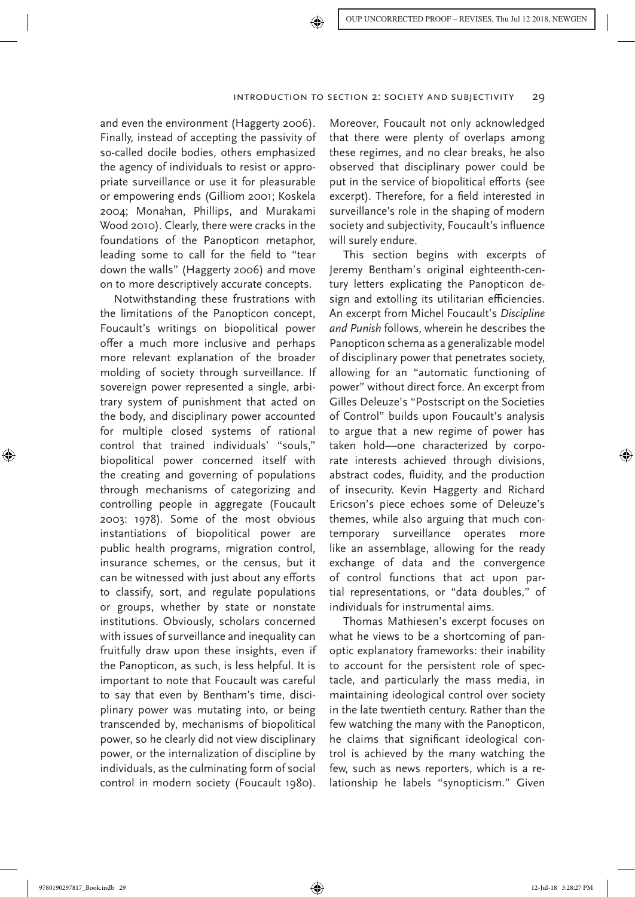and even the environment (Haggerty 2006). Finally, instead of accepting the passivity of so-called docile bodies, others emphasized the agency of individuals to resist or appropriate surveillance or use it for pleasurable or empowering ends (Gilliom 2001; Koskela 2004; Monahan, Phillips, and Murakami Wood 2010). Clearly, there were cracks in the foundations of the Panopticon metaphor, leading some to call for the field to "tear down the walls" (Haggerty 2006) and move on to more descriptively accurate concepts.

Notwithstanding these frustrations with the limitations of the Panopticon concept, Foucault's writings on biopolitical power offer a much more inclusive and perhaps more relevant explanation of the broader molding of society through surveillance. If sovereign power represented a single, arbitrary system of punishment that acted on the body, and disciplinary power accounted for multiple closed systems of rational control that trained individuals' "souls," biopolitical power concerned itself with the creating and governing of populations through mechanisms of categorizing and controlling people in aggregate (Foucault 2003: 1978). Some of the most obvious instantiations of biopolitical power are public health programs, migration control, insurance schemes, or the census, but it can be witnessed with just about any efforts to classify, sort, and regulate populations or groups, whether by state or nonstate institutions. Obviously, scholars concerned with issues of surveillance and inequality can fruitfully draw upon these insights, even if the Panopticon, as such, is less helpful. It is important to note that Foucault was careful to say that even by Bentham's time, disciplinary power was mutating into, or being transcended by, mechanisms of biopolitical power, so he clearly did not view disciplinary power, or the internalization of discipline by individuals, as the culminating form of social control in modern society (Foucault 1980). Moreover, Foucault not only acknowledged that there were plenty of overlaps among these regimes, and no clear breaks, he also observed that disciplinary power could be put in the service of biopolitical efforts (see excerpt). Therefore, for a field interested in surveillance's role in the shaping of modern society and subjectivity, Foucault's influence will surely endure.

This section begins with excerpts of Jeremy Bentham's original eighteenth-century letters explicating the Panopticon design and extolling its utilitarian efficiencies. An excerpt from Michel Foucault's *Discipline and Punish* follows, wherein he describes the Panopticon schema as a generalizable model of disciplinary power that penetrates society, allowing for an "automatic functioning of power" without direct force. An excerpt from Gilles Deleuze's "Postscript on the Societies of Control" builds upon Foucault's analysis to argue that a new regime of power has taken hold—one characterized by corporate interests achieved through divisions, abstract codes, fluidity, and the production of insecurity. Kevin Haggerty and Richard Ericson's piece echoes some of Deleuze's themes, while also arguing that much contemporary surveillance operates more like an assemblage, allowing for the ready exchange of data and the convergence of control functions that act upon partial representations, or "data doubles," of individuals for instrumental aims.

Thomas Mathiesen's excerpt focuses on what he views to be a shortcoming of panoptic explanatory frameworks: their inability to account for the persistent role of spectacle, and particularly the mass media, in maintaining ideological control over society in the late twentieth century. Rather than the few watching the many with the Panopticon, he claims that significant ideological control is achieved by the many watching the few, such as news reporters, which is a relationship he labels "synopticism." Given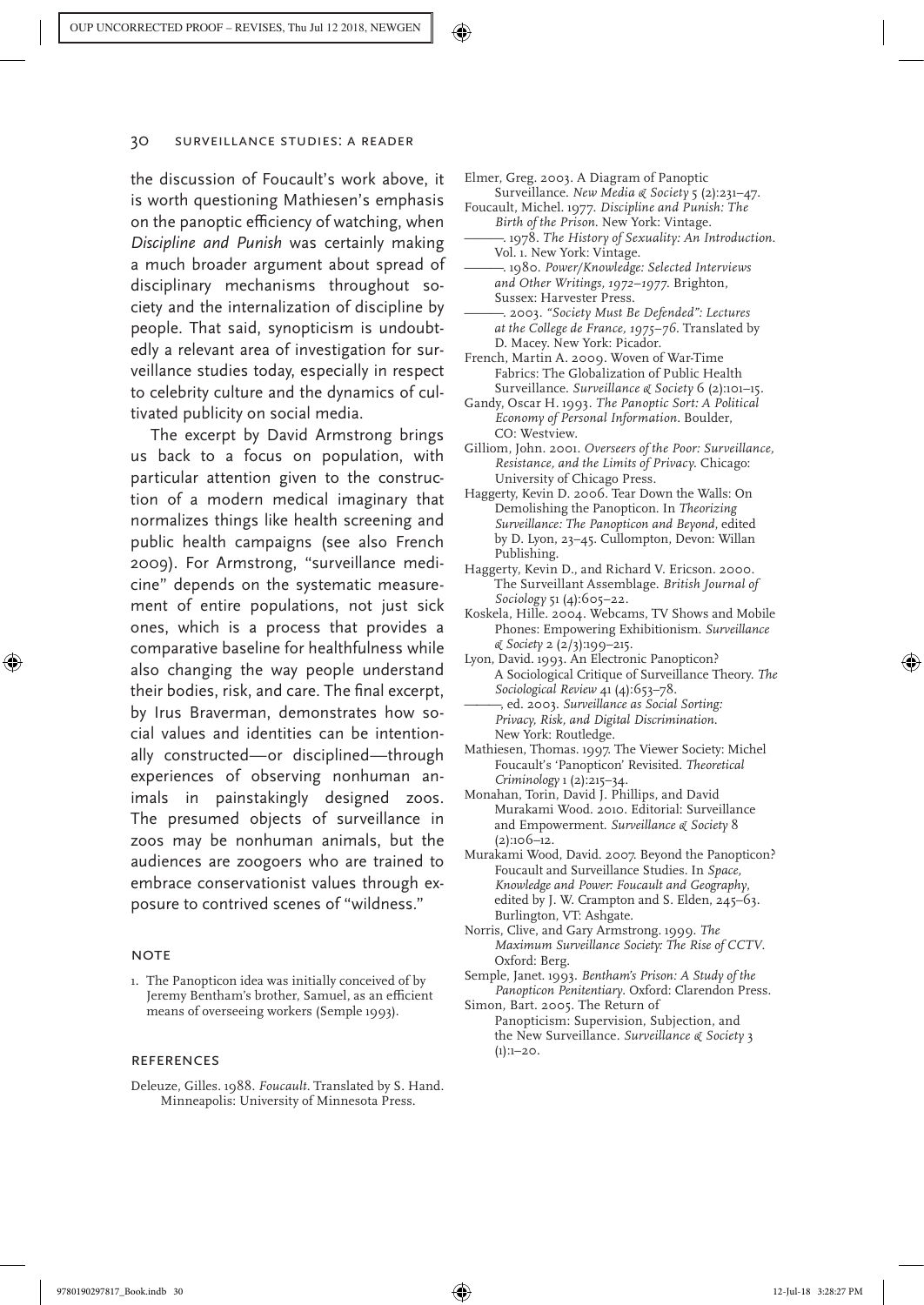the discussion of Foucault's work above, it is worth questioning Mathiesen's emphasis on the panoptic efficiency of watching, when *Discipline and Punish* was certainly making a much broader argument about spread of disciplinary mechanisms throughout society and the internalization of discipline by people. That said, synopticism is undoubtedly a relevant area of investigation for surveillance studies today, especially in respect to celebrity culture and the dynamics of cultivated publicity on social media.

The excerpt by David Armstrong brings us back to a focus on population, with particular attention given to the construction of a modern medical imaginary that normalizes things like health screening and public health campaigns (see also French 2009). For Armstrong, "surveillance medicine" depends on the systematic measurement of entire populations, not just sick ones, which is a process that provides a comparative baseline for healthfulness while also changing the way people understand their bodies, risk, and care. The final excerpt, by Irus Braverman, demonstrates how social values and identities can be intentionally constructed—or disciplined—through experiences of observing nonhuman animals in painstakingly designed zoos. The presumed objects of surveillance in zoos may be nonhuman animals, but the audiences are zoogoers who are trained to embrace conservationist values through exposure to contrived scenes of "wildness."

## NOTE

1. The Panopticon idea was initially conceived of by Jeremy Bentham's brother, Samuel, as an efficient means of overseeing workers (Semple 1993).

## REFERENCES

Deleuze, Gilles. 1988. *Foucault*. Translated by S. Hand. Minneapolis: University of Minnesota Press.

Elmer, Greg. 2003. A Diagram of Panoptic Surveillance. *New Media & Society* 5 (2):231–47.

Foucault, Michel. 1977. *Discipline and Punish: The Birth of the Prison*. New York: Vintage.

———. 1978. *The History of Sexuality: An Introduction*. Vol. 1. New York: Vintage.

———. 1980. *Power/Knowledge: Selected Interviews and Other Writings, 1972–1977*. Brighton, Sussex: Harvester Press.

———. 2003. *"Society Must Be Defended": Lectures at the College de France, 1975–76*. Translated by D. Macey. New York: Picador.

French, Martin A. 2009. Woven of War-Time Fabrics: The Globalization of Public Health Surveillance. *Surveillance & Society* 6 (2):101–15.

Gandy, Oscar H. 1993. *The Panoptic Sort: A Political Economy of Personal Information*. Boulder, CO: Westview.

Gilliom, John. 2001. *Overseers of the Poor: Surveillance, Resistance, and the Limits of Privacy*. Chicago: University of Chicago Press.

Haggerty, Kevin D. 2006. Tear Down the Walls: On Demolishing the Panopticon. In *Theorizing Surveillance: The Panopticon and Beyond*, edited by D. Lyon, 23–45. Cullompton, Devon: Willan Publishing.

Haggerty, Kevin D., and Richard V. Ericson. 2000. The Surveillant Assemblage. *British Journal of Sociology* 51 (4):605–22.

Koskela, Hille. 2004. Webcams, TV Shows and Mobile Phones: Empowering Exhibitionism. *Surveillance & Society* 2 (2/3):199–215.

Lyon, David. 1993. An Electronic Panopticon? A Sociological Critique of Surveillance Theory. *The Sociological Review* 41 (4):653–78.

———, ed. 2003. *Surveillance as Social Sorting: Privacy, Risk, and Digital Discrimination*. New York: Routledge.

Mathiesen, Thomas. 1997. The Viewer Society: Michel Foucault's 'Panopticon' Revisited. *Theoretical Criminology* 1 (2):215–34.

Monahan, Torin, David J. Phillips, and David Murakami Wood. 2010. Editorial: Surveillance and Empowerment. *Surveillance & Society* 8 (2):106–12.

Murakami Wood, David. 2007. Beyond the Panopticon? Foucault and Surveillance Studies. In *Space, Knowledge and Power: Foucault and Geography*, edited by J. W. Crampton and S. Elden, 245–63. Burlington, VT: Ashgate.

Norris, Clive, and Gary Armstrong. 1999. *The Maximum Surveillance Society: The Rise of CCTV*. Oxford: Berg.

Semple, Janet. 1993. *Bentham's Prison: A Study of the Panopticon Penitentiary*. Oxford: Clarendon Press.

Simon, Bart. 2005. The Return of Panopticism: Supervision, Subjection, and the New Surveillance. *Surveillance & Society* 3 (1):1–20.